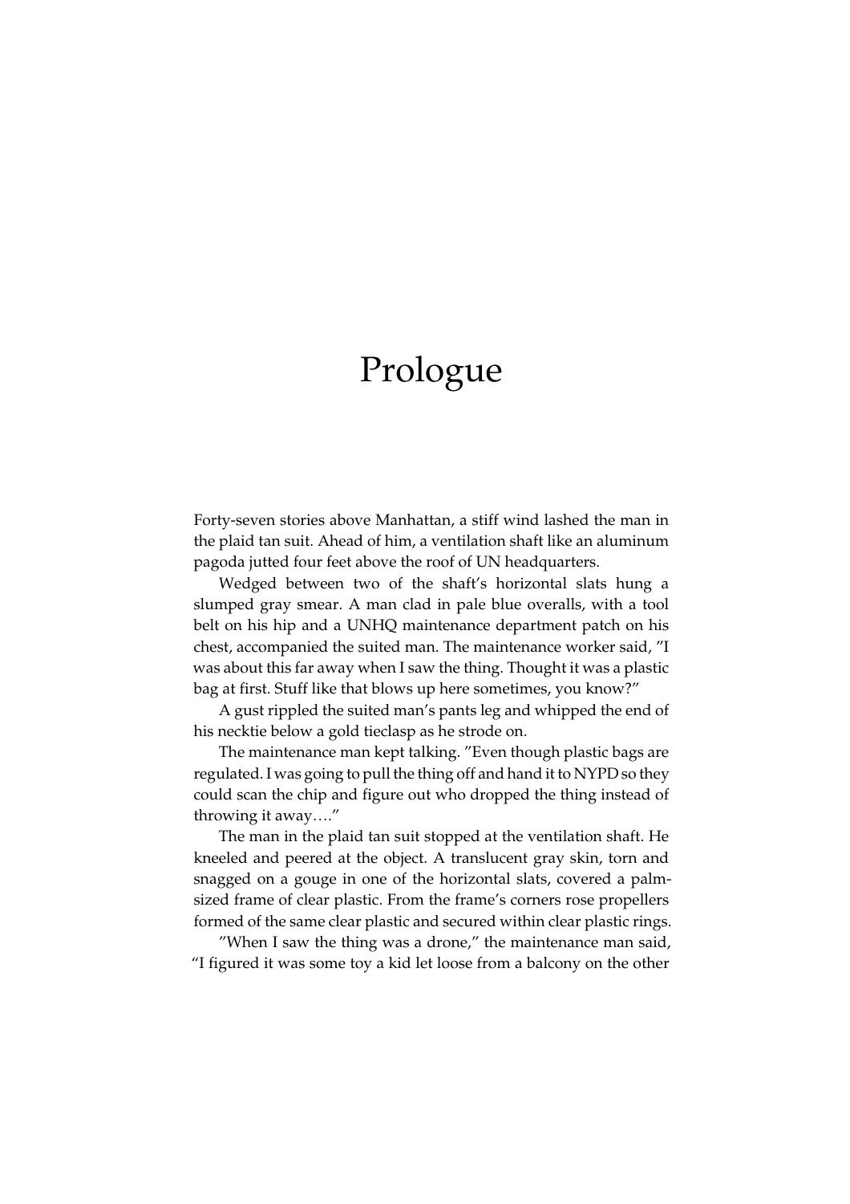# Prologue

Forty-seven stories above Manhattan, a stiff wind lashed the man in the plaid tan suit. Ahead of him, a ventilation shaft like an aluminum pagoda jutted four feet above the roof of UN headquarters.

Wedged between two of the shaft's horizontal slats hung a slumped gray smear. A man clad in pale blue overalls, with a tool belt on his hip and a UNHQ maintenance department patch on his chest, accompanied the suited man. The maintenance worker said, "I was about this far away when I saw the thing. Thought it was a plastic bag at first. Stuff like that blows up here sometimes, you know?"

A gust rippled the suited man's pants leg and whipped the end of his necktie below a gold tieclasp as he strode on.

The maintenance man kept talking. "Even though plastic bags are regulated. I was going to pull the thing off and hand it to NYPD so they could scan the chip and figure out who dropped the thing instead of throwing it away…."

The man in the plaid tan suit stopped at the ventilation shaft. He kneeled and peered at the object. A translucent gray skin, torn and snagged on a gouge in one of the horizontal slats, covered a palm-sized frame of clear plastic. From the frame's corners rose propellers formed of the same clear plastic and secured within clear plastic rings.

"When I saw the thing was a drone," the maintenance man said, "I figured it was some toy a kid let loose from a balcony on the other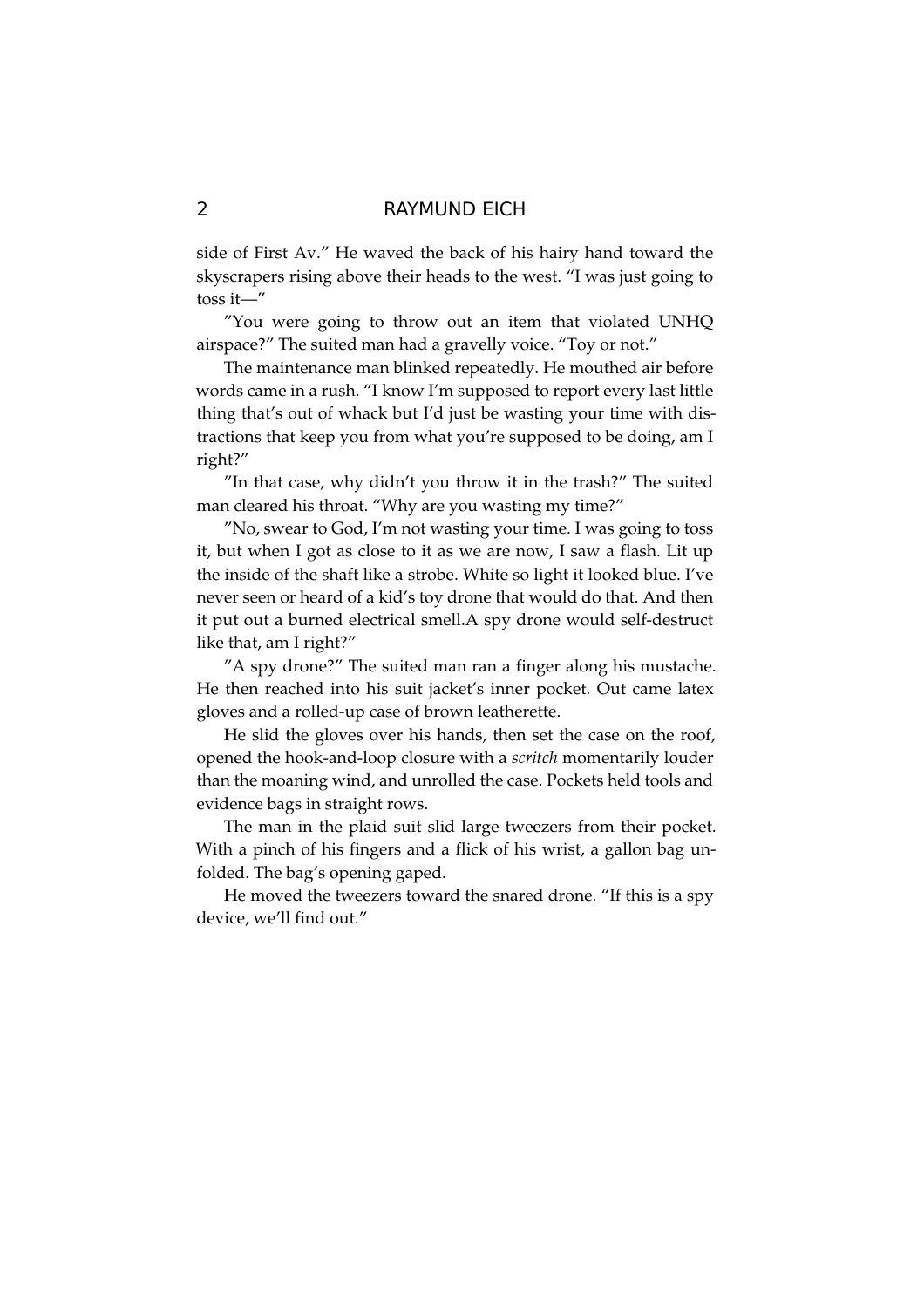side of First Av." He waved the back of his hairy hand toward the skyscrapers rising above their heads to the west. "I was just going to toss it—"

"You were going to throw out an item that violated UNHQ airspace?" The suited man had a gravelly voice. "Toy or not."

The maintenance man blinked repeatedly. He mouthed air before words came in a rush. "I know I'm supposed to report every last little thing that's out of whack but I'd just be wasting your time with distractions that keep you from what you're supposed to be doing, am I right?"

"In that case, why didn't you throw it in the trash?" The suited man cleared his throat. "Why are you wasting my time?"

"No, swear to God, I'm not wasting your time. I was going to toss it, but when I got as close to it as we are now, I saw a flash. Lit up the inside of the shaft like a strobe. White so light it looked blue. I've never seen or heard of a kid's toy drone that would do that. And then it put out a burned electrical smell.A spy drone would self-destruct like that, am I right?"

"A spy drone?" The suited man ran a finger along his mustache. He then reached into his suit jacket's inner pocket. Out came latex gloves and a rolled-up case of brown leatherette.

He slid the gloves over his hands, then set the case on the roof, opened the hook-and-loop closure with a *scritch* momentarily louder than the moaning wind, and unrolled the case. Pockets held tools and evidence bags in straight rows.

The man in the plaid suit slid large tweezers from their pocket. With a pinch of his fingers and a flick of his wrist, a gallon bag unfolded. The bag's opening gaped.

He moved the tweezers toward the snared drone. "If this is a spy device, we'll find out."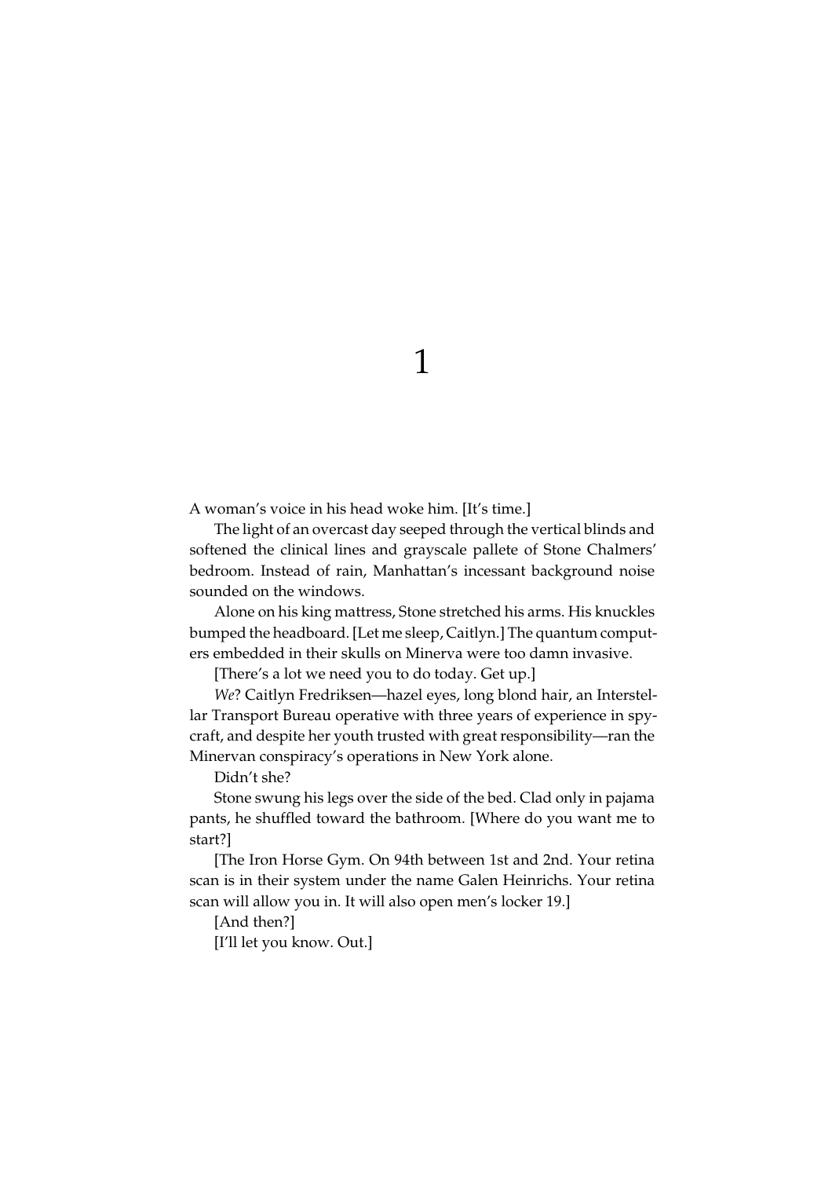# 1

A woman's voice in his head woke him. [It's time.]

The light of an overcast day seeped through the vertical blinds and softened the clinical lines and grayscale pallete of Stone Chalmers' bedroom. Instead of rain, Manhattan's incessant background noise sounded on the windows.

Alone on his king mattress, Stone stretched his arms. His knuckles bumped the headboard. [Let me sleep, Caitlyn.] The quantum computers embedded in their skulls on Minerva were too damn invasive.

[There's a lot we need you to do today. Get up.]

*We*? Caitlyn Fredriksen—hazel eyes, long blond hair, an Interstellar Transport Bureau operative with three years of experience in spycraft, and despite her youth trusted with great responsibility—ran the Minervan conspiracy's operations in New York alone.

Didn't she?

Stone swung his legs over the side of the bed. Clad only in pajama pants, he shuffled toward the bathroom. [Where do you want me to start?]

[The Iron Horse Gym. On 94th between 1st and 2nd. Your retina scan is in their system under the name Galen Heinrichs. Your retina scan will allow you in. It will also open men's locker 19.]

[And then?]

[I'll let you know. Out.]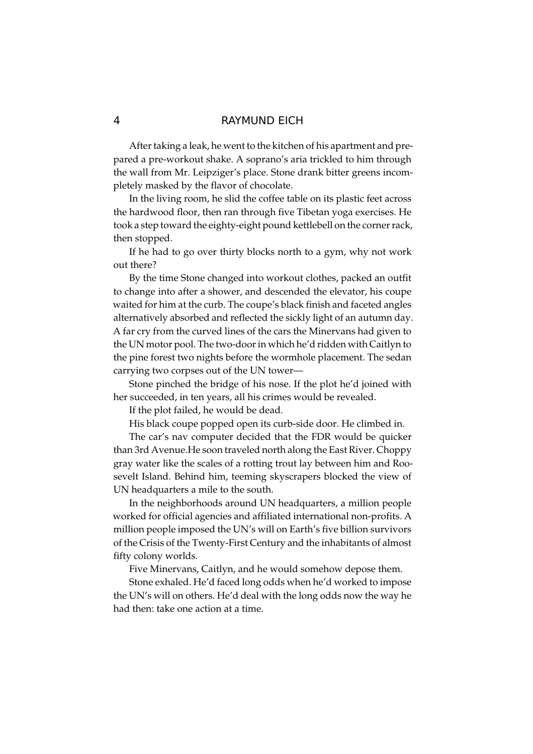After taking a leak, he went to the kitchen of his apartment and prepared a pre-workout shake. A soprano's aria trickled to him through the wall from Mr. Leipziger's place. Stone drank bitter greens incompletely masked by the flavor of chocolate.

In the living room, he slid the coffee table on its plastic feet across the hardwood floor, then ran through five Tibetan yoga exercises. He took a step toward the eighty-eight pound kettlebell on the corner rack, then stopped.

If he had to go over thirty blocks north to a gym, why not work out there?

By the time Stone changed into workout clothes, packed an outfit to change into after a shower, and descended the elevator, his coupe waited for him at the curb. The coupe's black finish and faceted angles alternatively absorbed and reflected the sickly light of an autumn day. A far cry from the curved lines of the cars the Minervans had given to the UN motor pool. The two-door in which he'd ridden with Caitlyn to the pine forest two nights before the wormhole placement. The sedan carrying two corpses out of the UN tower—

Stone pinched the bridge of his nose. If the plot he'd joined with her succeeded, in ten years, all his crimes would be revealed.

If the plot failed, he would be dead.

His black coupe popped open its curb-side door. He climbed in.

The car's nav computer decided that the FDR would be quicker than 3rd Avenue.He soon traveled north along the East River. Choppy gray water like the scales of a rotting trout lay between him and Roosevelt Island. Behind him, teeming skyscrapers blocked the view of UN headquarters a mile to the south.

In the neighborhoods around UN headquarters, a million people worked for official agencies and affiliated international non-profits. A million people imposed the UN's will on Earth's five billion survivors of the Crisis of the Twenty-First Century and the inhabitants of almost fifty colony worlds.

Five Minervans, Caitlyn, and he would somehow depose them.

Stone exhaled. He'd faced long odds when he'd worked to impose the UN's will on others. He'd deal with the long odds now the way he had then: take one action at a time.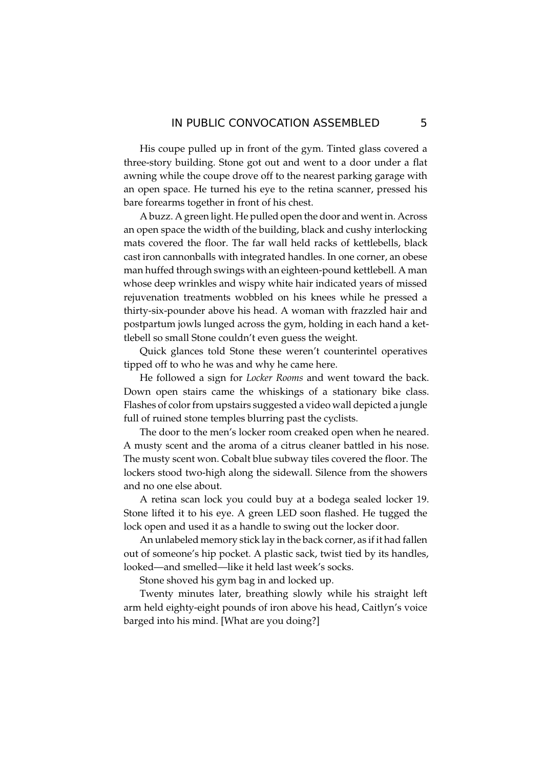His coupe pulled up in front of the gym. Tinted glass covered a three-story building. Stone got out and went to a door under a flat awning while the coupe drove off to the nearest parking garage with an open space. He turned his eye to the retina scanner, pressed his bare forearms together in front of his chest.

A buzz. A green light. He pulled open the door and went in. Across an open space the width of the building, black and cushy interlocking mats covered the floor. The far wall held racks of kettlebells, black cast iron cannonballs with integrated handles. In one corner, an obese man huffed through swings with an eighteen-pound kettlebell. A man whose deep wrinkles and wispy white hair indicated years of missed rejuvenation treatments wobbled on his knees while he pressed a thirty-six-pounder above his head. A woman with frazzled hair and postpartum jowls lunged across the gym, holding in each hand a kettlebell so small Stone couldn't even guess the weight.

Quick glances told Stone these weren't counterintel operatives tipped off to who he was and why he came here.

He followed a sign for *Locker Rooms* and went toward the back. Down open stairs came the whiskings of a stationary bike class. Flashes of color from upstairs suggested a video wall depicted a jungle full of ruined stone temples blurring past the cyclists.

The door to the men's locker room creaked open when he neared. A musty scent and the aroma of a citrus cleaner battled in his nose. The musty scent won. Cobalt blue subway tiles covered the floor. The lockers stood two-high along the sidewall. Silence from the showers and no one else about.

A retina scan lock you could buy at a bodega sealed locker 19. Stone lifted it to his eye. A green LED soon flashed. He tugged the lock open and used it as a handle to swing out the locker door.

An unlabeled memory stick lay in the back corner, as if it had fallen out of someone's hip pocket. A plastic sack, twist tied by its handles, looked—and smelled—like it held last week's socks.

Stone shoved his gym bag in and locked up.

Twenty minutes later, breathing slowly while his straight left arm held eighty-eight pounds of iron above his head, Caitlyn's voice barged into his mind. [What are you doing?]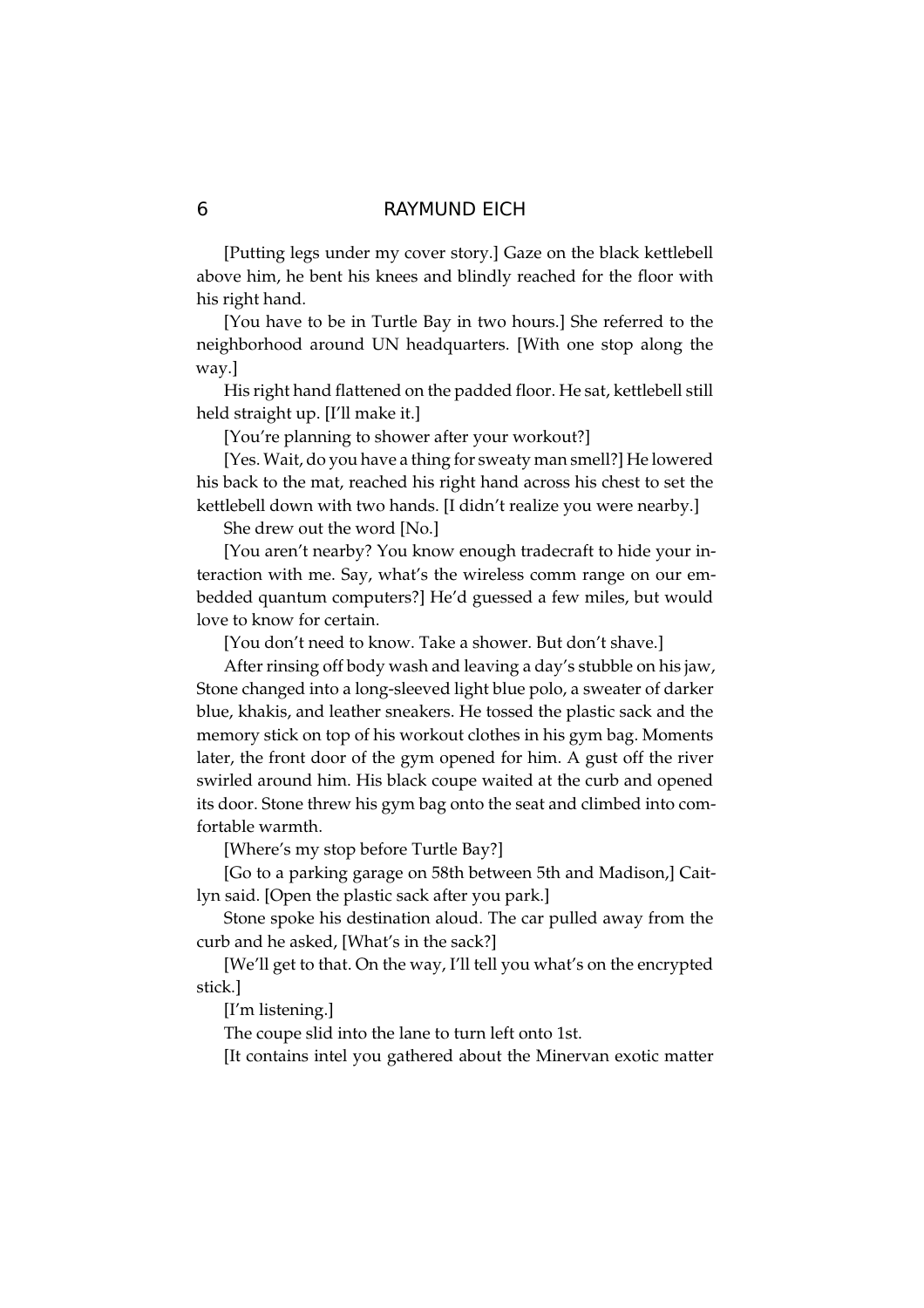[Putting legs under my cover story.] Gaze on the black kettlebell above him, he bent his knees and blindly reached for the floor with his right hand.

[You have to be in Turtle Bay in two hours.] She referred to the neighborhood around UN headquarters. [With one stop along the way.]

His right hand flattened on the padded floor. He sat, kettlebell still held straight up. [I'll make it.]

[You're planning to shower after your workout?]

[Yes. Wait, do you have a thing for sweaty man smell?] He lowered his back to the mat, reached his right hand across his chest to set the kettlebell down with two hands. [I didn't realize you were nearby.]

She drew out the word [No.]

[You aren't nearby? You know enough tradecraft to hide your interaction with me. Say, what's the wireless comm range on our embedded quantum computers?] He'd guessed a few miles, but would love to know for certain.

[You don't need to know. Take a shower. But don't shave.]

After rinsing off body wash and leaving a day's stubble on his jaw, Stone changed into a long-sleeved light blue polo, a sweater of darker blue, khakis, and leather sneakers. He tossed the plastic sack and the memory stick on top of his workout clothes in his gym bag. Moments later, the front door of the gym opened for him. A gust off the river swirled around him. His black coupe waited at the curb and opened its door. Stone threw his gym bag onto the seat and climbed into comfortable warmth.

[Where's my stop before Turtle Bay?]

[Go to a parking garage on 58th between 5th and Madison,] Caitlyn said. [Open the plastic sack after you park.]

Stone spoke his destination aloud. The car pulled away from the curb and he asked, [What's in the sack?]

[We'll get to that. On the way, I'll tell you what's on the encrypted stick.]

[I'm listening.]

The coupe slid into the lane to turn left onto 1st.

[It contains intel you gathered about the Minervan exotic matter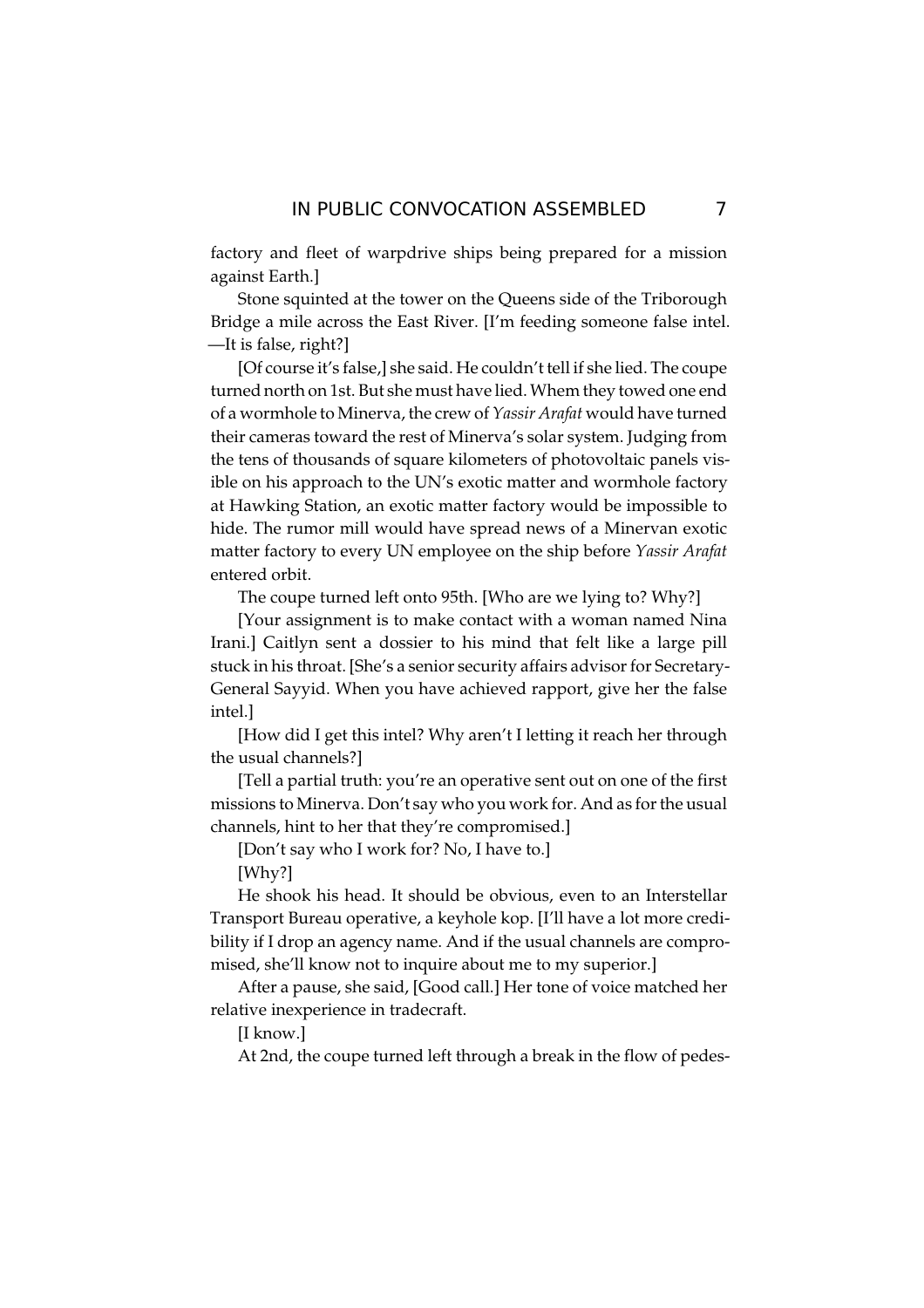factory and fleet of warpdrive ships being prepared for a mission against Earth.]

Stone squinted at the tower on the Queens side of the Triborough Bridge a mile across the East River. [I'm feeding someone false intel. —It is false, right?]

[Of course it's false,] she said. He couldn't tell if she lied. The coupe turned north on 1st. But she must have lied. Whem they towed one end of a wormhole to Minerva, the crew of *Yassir Arafat* would have turned their cameras toward the rest of Minerva's solar system. Judging from the tens of thousands of square kilometers of photovoltaic panels visible on his approach to the UN's exotic matter and wormhole factory at Hawking Station, an exotic matter factory would be impossible to hide. The rumor mill would have spread news of a Minervan exotic matter factory to every UN employee on the ship before *Yassir Arafat* entered orbit.

The coupe turned left onto 95th. [Who are we lying to? Why?]

[Your assignment is to make contact with a woman named Nina Irani.] Caitlyn sent a dossier to his mind that felt like a large pill stuck in his throat. [She's a senior security affairs advisor for Secretary-General Sayyid. When you have achieved rapport, give her the false intel.]

[How did I get this intel? Why aren't I letting it reach her through the usual channels?]

[Tell a partial truth: you're an operative sent out on one of the first missions to Minerva. Don't say who you work for. And as for the usual channels, hint to her that they're compromised.]

[Don't say who I work for? No, I have to.]

[Why?]

He shook his head. It should be obvious, even to an Interstellar Transport Bureau operative, a keyhole kop. [I'll have a lot more credibility if I drop an agency name. And if the usual channels are compromised, she'll know not to inquire about me to my superior.]

After a pause, she said, [Good call.] Her tone of voice matched her relative inexperience in tradecraft.

[I know.]

At 2nd, the coupe turned left through a break in the flow of pedes-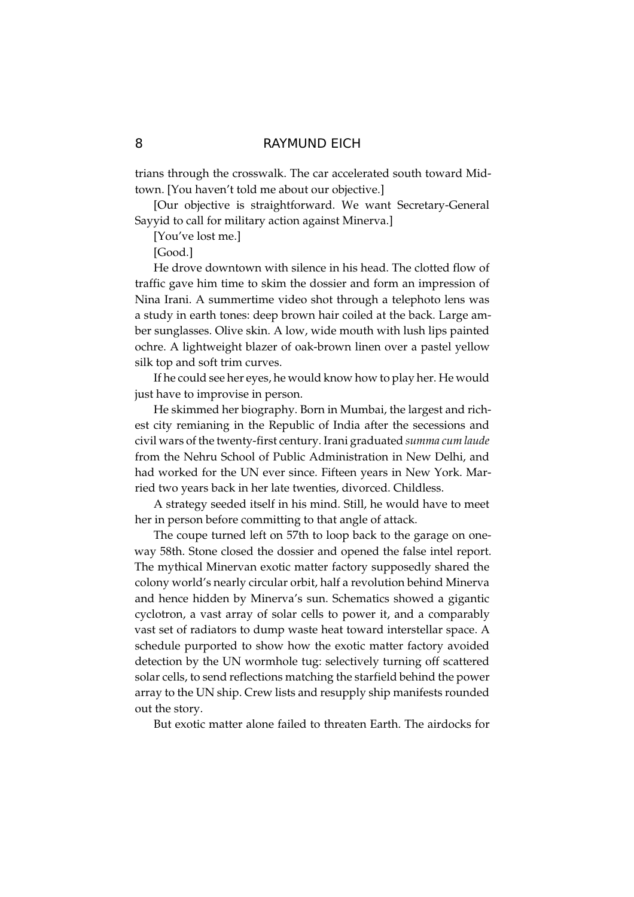trians through the crosswalk. The car accelerated south toward Midtown. [You haven't told me about our objective.]

[Our objective is straightforward. We want Secretary-General Sayyid to call for military action against Minerva.]

[You've lost me.]

[Good.]

He drove downtown with silence in his head. The clotted flow of traffic gave him time to skim the dossier and form an impression of Nina Irani. A summertime video shot through a telephoto lens was a study in earth tones: deep brown hair coiled at the back. Large amber sunglasses. Olive skin. A low, wide mouth with lush lips painted ochre. A lightweight blazer of oak-brown linen over a pastel yellow silk top and soft trim curves.

If he could see her eyes, he would know how to play her. He would just have to improvise in person.

He skimmed her biography. Born in Mumbai, the largest and richest city remianing in the Republic of India after the secessions and civil wars of the twenty-first century. Irani graduated *summa cum laude* from the Nehru School of Public Administration in New Delhi, and had worked for the UN ever since. Fifteen years in New York. Married two years back in her late twenties, divorced. Childless.

A strategy seeded itself in his mind. Still, he would have to meet her in person before committing to that angle of attack.

The coupe turned left on 57th to loop back to the garage on one-way 58th. Stone closed the dossier and opened the false intel report. The mythical Minervan exotic matter factory supposedly shared the colony world's nearly circular orbit, half a revolution behind Minerva and hence hidden by Minerva's sun. Schematics showed a gigantic cyclotron, a vast array of solar cells to power it, and a comparably vast set of radiators to dump waste heat toward interstellar space. A schedule purported to show how the exotic matter factory avoided detection by the UN wormhole tug: selectively turning off scattered solar cells, to send reflections matching the starfield behind the power array to the UN ship. Crew lists and resupply ship manifests rounded out the story.

But exotic matter alone failed to threaten Earth. The airdocks for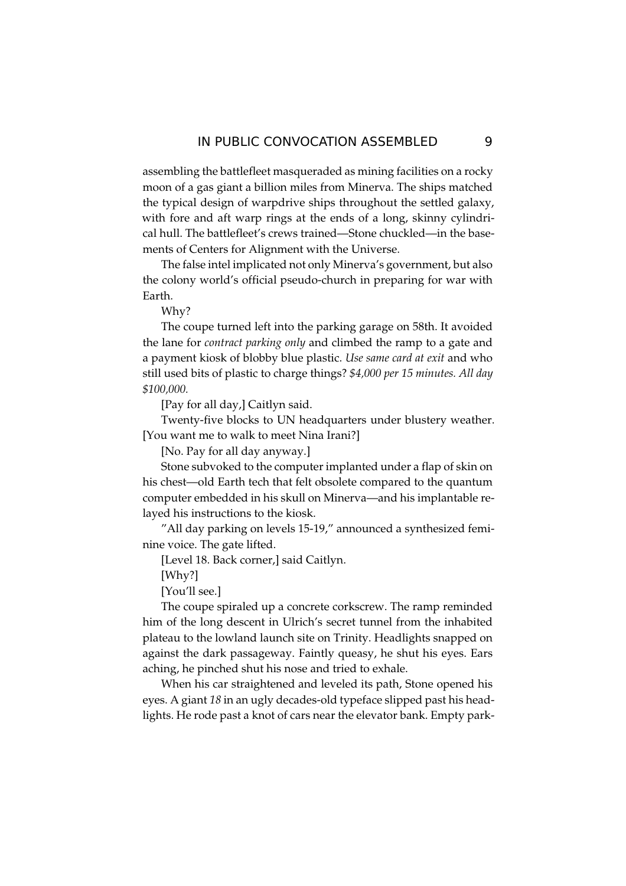assembling the battlefleet masqueraded as mining facilities on a rocky moon of a gas giant a billion miles from Minerva. The ships matched the typical design of warpdrive ships throughout the settled galaxy, with fore and aft warp rings at the ends of a long, skinny cylindrical hull. The battlefleet's crews trained—Stone chuckled—in the basements of Centers for Alignment with the Universe.

The false intel implicated not only Minerva's government, but also the colony world's official pseudo-church in preparing for war with Earth.

Why?

The coupe turned left into the parking garage on 58th. It avoided the lane for *contract parking only* and climbed the ramp to a gate and a payment kiosk of blobby blue plastic. *Use same card at exit* and who still used bits of plastic to charge things? *$4,000 per 15 minutes. All day $100,000.*

[Pay for all day,] Caitlyn said.

Twenty-five blocks to UN headquarters under blustery weather. [You want me to walk to meet Nina Irani?]

[No. Pay for all day anyway.]

Stone subvoked to the computer implanted under a flap of skin on his chest—old Earth tech that felt obsolete compared to the quantum computer embedded in his skull on Minerva—and his implantable relayed his instructions to the kiosk.

"All day parking on levels 15-19," announced a synthesized feminine voice. The gate lifted.

[Level 18. Back corner,] said Caitlyn.

[Why?]

[You'll see.]

The coupe spiraled up a concrete corkscrew. The ramp reminded him of the long descent in Ulrich's secret tunnel from the inhabited plateau to the lowland launch site on Trinity. Headlights snapped on against the dark passageway. Faintly queasy, he shut his eyes. Ears aching, he pinched shut his nose and tried to exhale.

When his car straightened and leveled its path, Stone opened his eyes. A giant *18* in an ugly decades-old typeface slipped past his headlights. He rode past a knot of cars near the elevator bank. Empty park-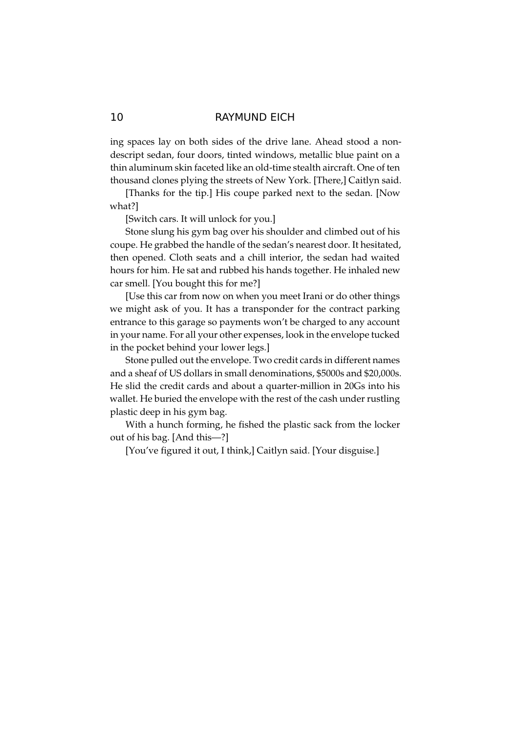ing spaces lay on both sides of the drive lane. Ahead stood a nondescript sedan, four doors, tinted windows, metallic blue paint on a thin aluminum skin faceted like an old-time stealth aircraft. One of ten thousand clones plying the streets of New York. [There,] Caitlyn said.

[Thanks for the tip.] His coupe parked next to the sedan. [Now what?]

[Switch cars. It will unlock for you.]

Stone slung his gym bag over his shoulder and climbed out of his coupe. He grabbed the handle of the sedan's nearest door. It hesitated, then opened. Cloth seats and a chill interior, the sedan had waited hours for him. He sat and rubbed his hands together. He inhaled new car smell. [You bought this for me?]

[Use this car from now on when you meet Irani or do other things we might ask of you. It has a transponder for the contract parking entrance to this garage so payments won't be charged to any account in your name. For all your other expenses, look in the envelope tucked in the pocket behind your lower legs.]

Stone pulled out the envelope. Two credit cards in different names and a sheaf of US dollars in small denominations, $5000s and $20,000s. He slid the credit cards and about a quarter-million in 20Gs into his wallet. He buried the envelope with the rest of the cash under rustling plastic deep in his gym bag.

With a hunch forming, he fished the plastic sack from the locker out of his bag. [And this—?]

[You've figured it out, I think,] Caitlyn said. [Your disguise.]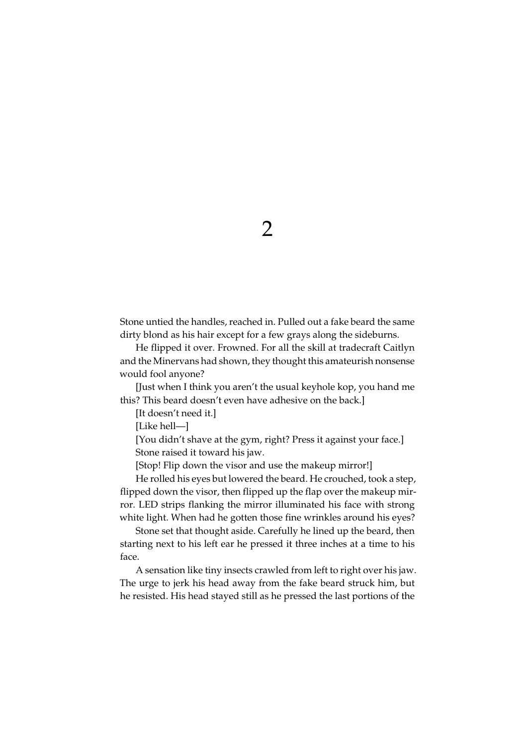# 2

Stone untied the handles, reached in. Pulled out a fake beard the same dirty blond as his hair except for a few grays along the sideburns.

He flipped it over. Frowned. For all the skill at tradecraft Caitlyn and the Minervans had shown, they thought this amateurish nonsense would fool anyone?

[Just when I think you aren't the usual keyhole kop, you hand me this? This beard doesn't even have adhesive on the back.]

[It doesn't need it.]

[Like hell—]

[You didn't shave at the gym, right? Press it against your face.]

Stone raised it toward his jaw.

[Stop! Flip down the visor and use the makeup mirror!]

He rolled his eyes but lowered the beard. He crouched, took a step, flipped down the visor, then flipped up the flap over the makeup mirror. LED strips flanking the mirror illuminated his face with strong white light. When had he gotten those fine wrinkles around his eyes?

Stone set that thought aside. Carefully he lined up the beard, then starting next to his left ear he pressed it three inches at a time to his face.

A sensation like tiny insects crawled from left to right over his jaw. The urge to jerk his head away from the fake beard struck him, but he resisted. His head stayed still as he pressed the last portions of the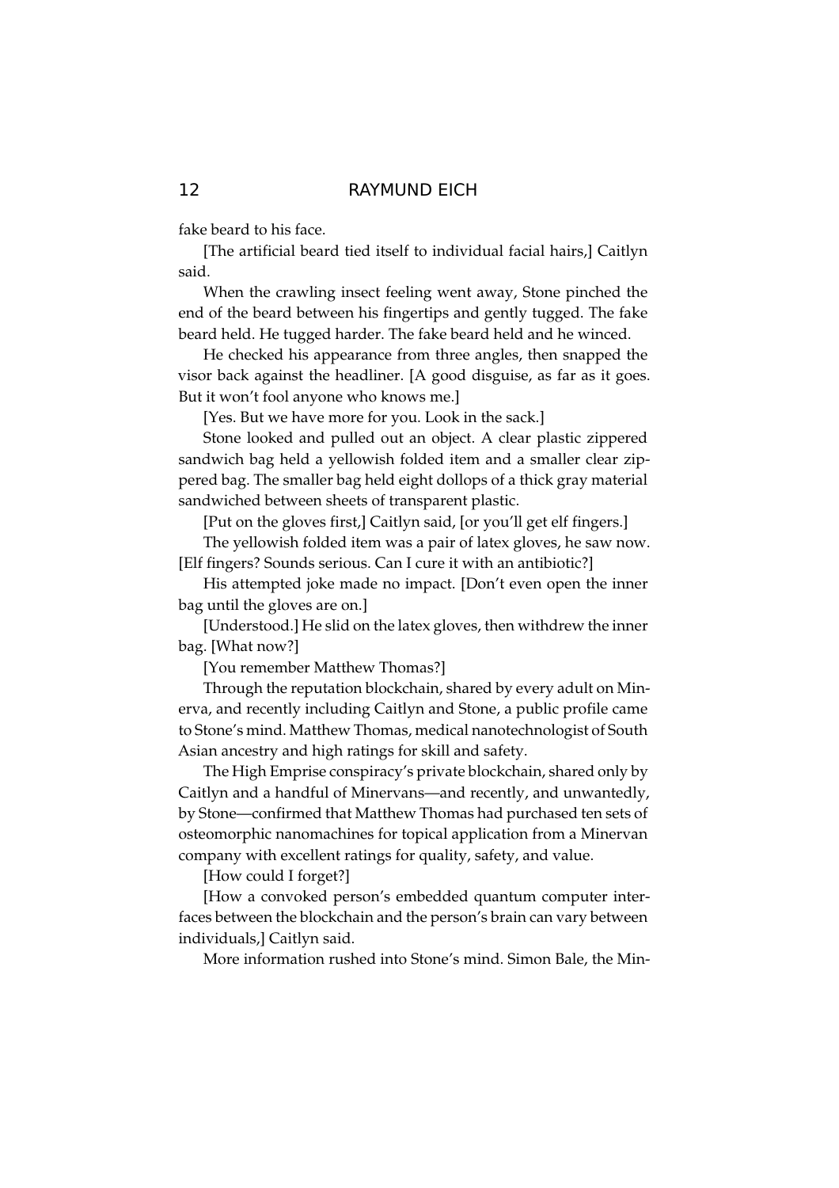fake beard to his face.

[The artificial beard tied itself to individual facial hairs,] Caitlyn said.

When the crawling insect feeling went away, Stone pinched the end of the beard between his fingertips and gently tugged. The fake beard held. He tugged harder. The fake beard held and he winced.

He checked his appearance from three angles, then snapped the visor back against the headliner. [A good disguise, as far as it goes. But it won't fool anyone who knows me.]

[Yes. But we have more for you. Look in the sack.]

Stone looked and pulled out an object. A clear plastic zippered sandwich bag held a yellowish folded item and a smaller clear zippered bag. The smaller bag held eight dollops of a thick gray material sandwiched between sheets of transparent plastic.

[Put on the gloves first,] Caitlyn said, [or you'll get elf fingers.]

The yellowish folded item was a pair of latex gloves, he saw now. [Elf fingers? Sounds serious. Can I cure it with an antibiotic?]

His attempted joke made no impact. [Don't even open the inner bag until the gloves are on.]

[Understood.] He slid on the latex gloves, then withdrew the inner bag. [What now?]

[You remember Matthew Thomas?]

Through the reputation blockchain, shared by every adult on Minerva, and recently including Caitlyn and Stone, a public profile came to Stone's mind. Matthew Thomas, medical nanotechnologist of South Asian ancestry and high ratings for skill and safety.

The High Emprise conspiracy's private blockchain, shared only by Caitlyn and a handful of Minervans—and recently, and unwantedly, by Stone—confirmed that Matthew Thomas had purchased ten sets of osteomorphic nanomachines for topical application from a Minervan company with excellent ratings for quality, safety, and value.

[How could I forget?]

[How a convoked person's embedded quantum computer interfaces between the blockchain and the person's brain can vary between individuals,] Caitlyn said.

More information rushed into Stone's mind. Simon Bale, the Min-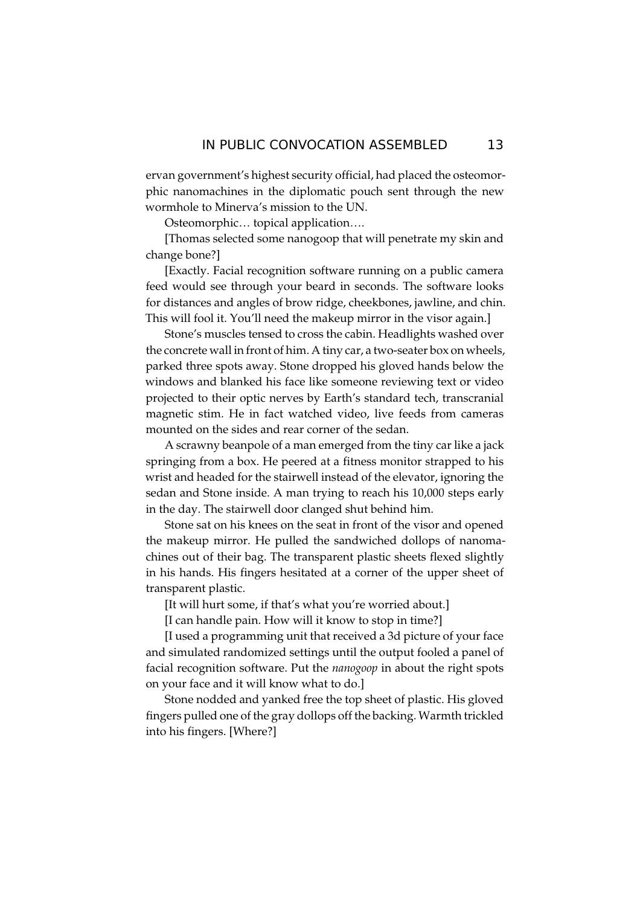ervan government's highest security official, had placed the osteomorphic nanomachines in the diplomatic pouch sent through the new wormhole to Minerva's mission to the UN.

Osteomorphic… topical application….

[Thomas selected some nanogoop that will penetrate my skin and change bone?]

[Exactly. Facial recognition software running on a public camera feed would see through your beard in seconds. The software looks for distances and angles of brow ridge, cheekbones, jawline, and chin. This will fool it. You'll need the makeup mirror in the visor again.]

Stone's muscles tensed to cross the cabin. Headlights washed over the concrete wall in front of him. A tiny car, a two-seater box on wheels, parked three spots away. Stone dropped his gloved hands below the windows and blanked his face like someone reviewing text or video projected to their optic nerves by Earth's standard tech, transcranial magnetic stim. He in fact watched video, live feeds from cameras mounted on the sides and rear corner of the sedan.

A scrawny beanpole of a man emerged from the tiny car like a jack springing from a box. He peered at a fitness monitor strapped to his wrist and headed for the stairwell instead of the elevator, ignoring the sedan and Stone inside. A man trying to reach his 10,000 steps early in the day. The stairwell door clanged shut behind him.

Stone sat on his knees on the seat in front of the visor and opened the makeup mirror. He pulled the sandwiched dollops of nanomachines out of their bag. The transparent plastic sheets flexed slightly in his hands. His fingers hesitated at a corner of the upper sheet of transparent plastic.

[It will hurt some, if that's what you're worried about.]

[I can handle pain. How will it know to stop in time?]

[I used a programming unit that received a 3d picture of your face and simulated randomized settings until the output fooled a panel of facial recognition software. Put the *nanogoop* in about the right spots on your face and it will know what to do.]

Stone nodded and yanked free the top sheet of plastic. His gloved fingers pulled one of the gray dollops off the backing. Warmth trickled into his fingers. [Where?]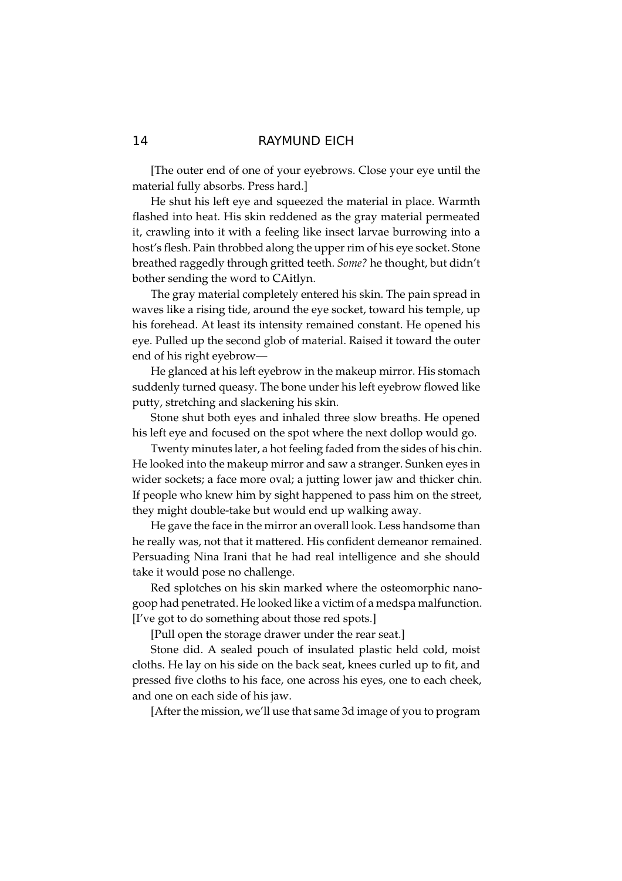[The outer end of one of your eyebrows. Close your eye until the material fully absorbs. Press hard.]

He shut his left eye and squeezed the material in place. Warmth flashed into heat. His skin reddened as the gray material permeated it, crawling into it with a feeling like insect larvae burrowing into a host's flesh. Pain throbbed along the upper rim of his eye socket. Stone breathed raggedly through gritted teeth. *Some?* he thought, but didn't bother sending the word to CAitlyn.

The gray material completely entered his skin. The pain spread in waves like a rising tide, around the eye socket, toward his temple, up his forehead. At least its intensity remained constant. He opened his eye. Pulled up the second glob of material. Raised it toward the outer end of his right eyebrow—

He glanced at his left eyebrow in the makeup mirror. His stomach suddenly turned queasy. The bone under his left eyebrow flowed like putty, stretching and slackening his skin.

Stone shut both eyes and inhaled three slow breaths. He opened his left eye and focused on the spot where the next dollop would go.

Twenty minutes later, a hot feeling faded from the sides of his chin. He looked into the makeup mirror and saw a stranger. Sunken eyes in wider sockets; a face more oval; a jutting lower jaw and thicker chin. If people who knew him by sight happened to pass him on the street, they might double-take but would end up walking away.

He gave the face in the mirror an overall look. Less handsome than he really was, not that it mattered. His confident demeanor remained. Persuading Nina Irani that he had real intelligence and she should take it would pose no challenge.

Red splotches on his skin marked where the osteomorphic nano-goop had penetrated. He looked like a victim of a medspa malfunction. [I've got to do something about those red spots.]

[Pull open the storage drawer under the rear seat.]

Stone did. A sealed pouch of insulated plastic held cold, moist cloths. He lay on his side on the back seat, knees curled up to fit, and pressed five cloths to his face, one across his eyes, one to each cheek, and one on each side of his jaw.

[After the mission, we'll use that same 3d image of you to program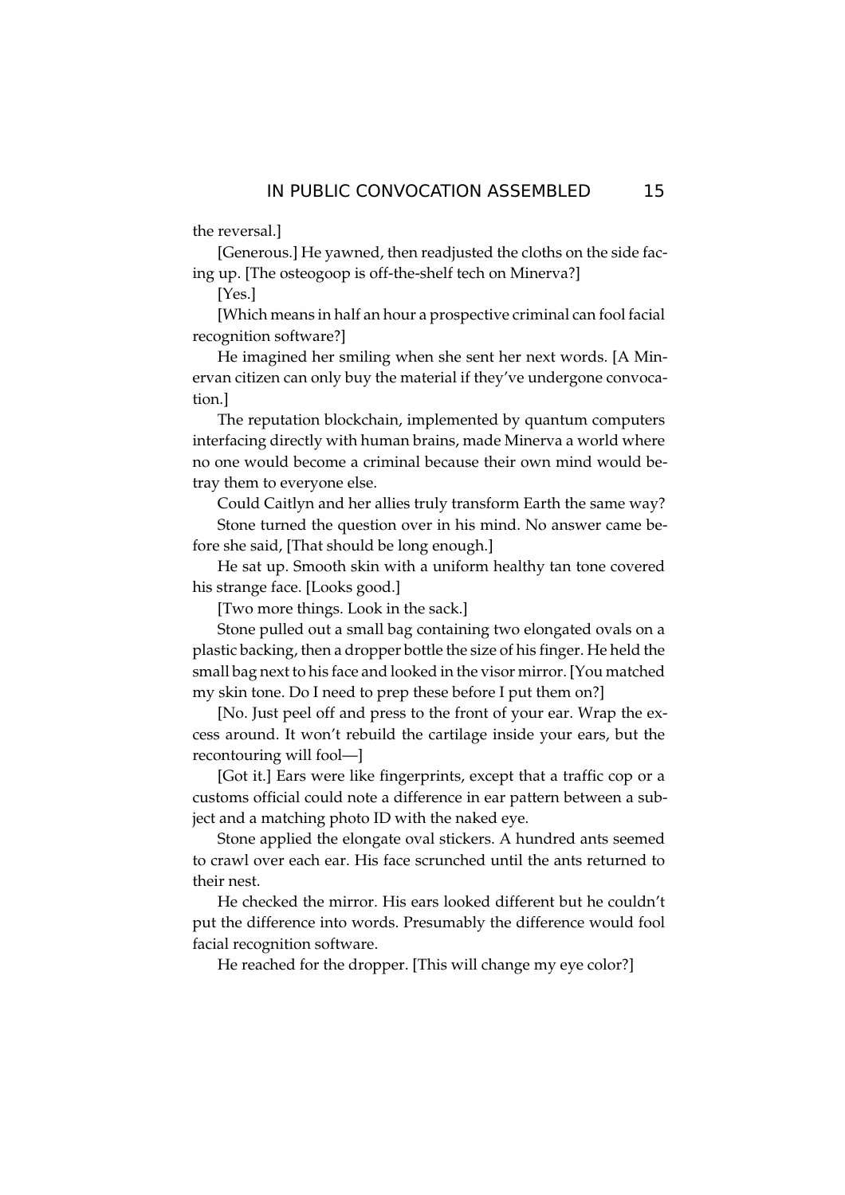the reversal.]

[Generous.] He yawned, then readjusted the cloths on the side facing up. [The osteogoop is off-the-shelf tech on Minerva?]

[Yes.]

[Which means in half an hour a prospective criminal can fool facial recognition software?]

He imagined her smiling when she sent her next words. [A Minervan citizen can only buy the material if they've undergone convocation.]

The reputation blockchain, implemented by quantum computers interfacing directly with human brains, made Minerva a world where no one would become a criminal because their own mind would betray them to everyone else.

Could Caitlyn and her allies truly transform Earth the same way?

Stone turned the question over in his mind. No answer came before she said, [That should be long enough.]

He sat up. Smooth skin with a uniform healthy tan tone covered his strange face. [Looks good.]

[Two more things. Look in the sack.]

Stone pulled out a small bag containing two elongated ovals on a plastic backing, then a dropper bottle the size of his finger. He held the small bag next to his face and looked in the visor mirror. [You matched my skin tone. Do I need to prep these before I put them on?]

[No. Just peel off and press to the front of your ear. Wrap the excess around. It won't rebuild the cartilage inside your ears, but the recontouring will fool—]

[Got it.] Ears were like fingerprints, except that a traffic cop or a customs official could note a difference in ear pattern between a subject and a matching photo ID with the naked eye.

Stone applied the elongate oval stickers. A hundred ants seemed to crawl over each ear. His face scrunched until the ants returned to their nest.

He checked the mirror. His ears looked different but he couldn't put the difference into words. Presumably the difference would fool facial recognition software.

He reached for the dropper. [This will change my eye color?]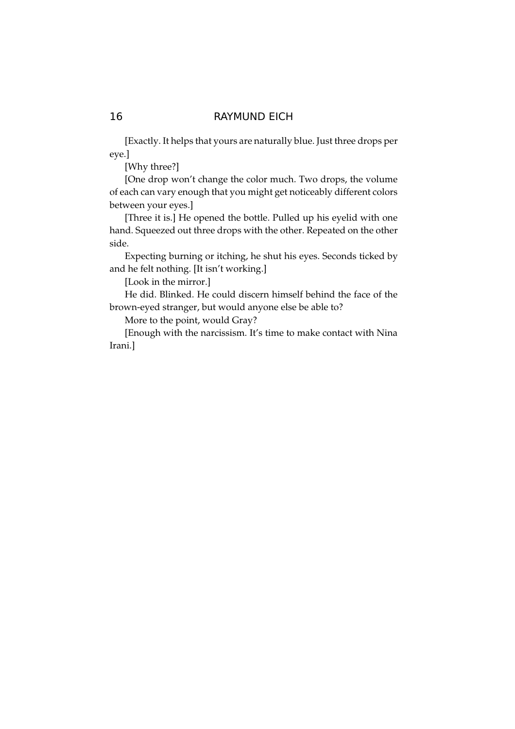[Exactly. It helps that yours are naturally blue. Just three drops per eye.]

[Why three?]

[One drop won't change the color much. Two drops, the volume of each can vary enough that you might get noticeably different colors between your eyes.]

[Three it is.] He opened the bottle. Pulled up his eyelid with one hand. Squeezed out three drops with the other. Repeated on the other side.

Expecting burning or itching, he shut his eyes. Seconds ticked by and he felt nothing. [It isn't working.]

[Look in the mirror.]

He did. Blinked. He could discern himself behind the face of the brown-eyed stranger, but would anyone else be able to?

More to the point, would Gray?

[Enough with the narcissism. It's time to make contact with Nina Irani.]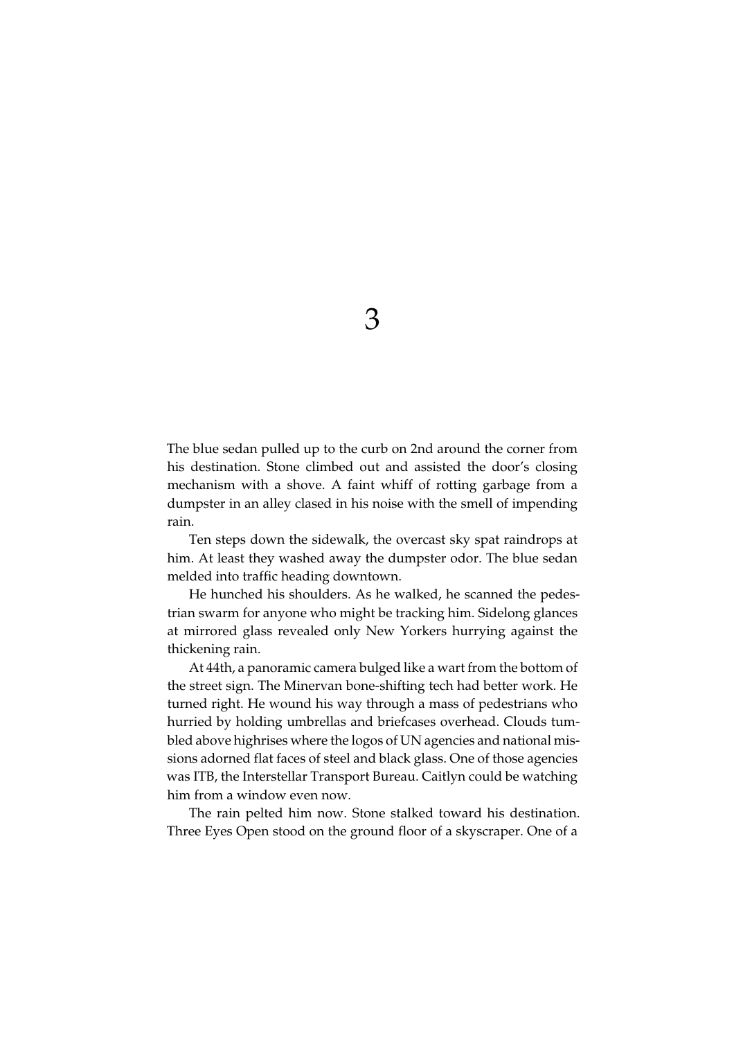# 3

The blue sedan pulled up to the curb on 2nd around the corner from his destination. Stone climbed out and assisted the door's closing mechanism with a shove. A faint whiff of rotting garbage from a dumpster in an alley clased in his noise with the smell of impending rain.

Ten steps down the sidewalk, the overcast sky spat raindrops at him. At least they washed away the dumpster odor. The blue sedan melded into traffic heading downtown.

He hunched his shoulders. As he walked, he scanned the pedestrian swarm for anyone who might be tracking him. Sidelong glances at mirrored glass revealed only New Yorkers hurrying against the thickening rain.

At 44th, a panoramic camera bulged like a wart from the bottom of the street sign. The Minervan bone-shifting tech had better work. He turned right. He wound his way through a mass of pedestrians who hurried by holding umbrellas and briefcases overhead. Clouds tumbled above highrises where the logos of UN agencies and national missions adorned flat faces of steel and black glass. One of those agencies was ITB, the Interstellar Transport Bureau. Caitlyn could be watching him from a window even now.

The rain pelted him now. Stone stalked toward his destination. Three Eyes Open stood on the ground floor of a skyscraper. One of a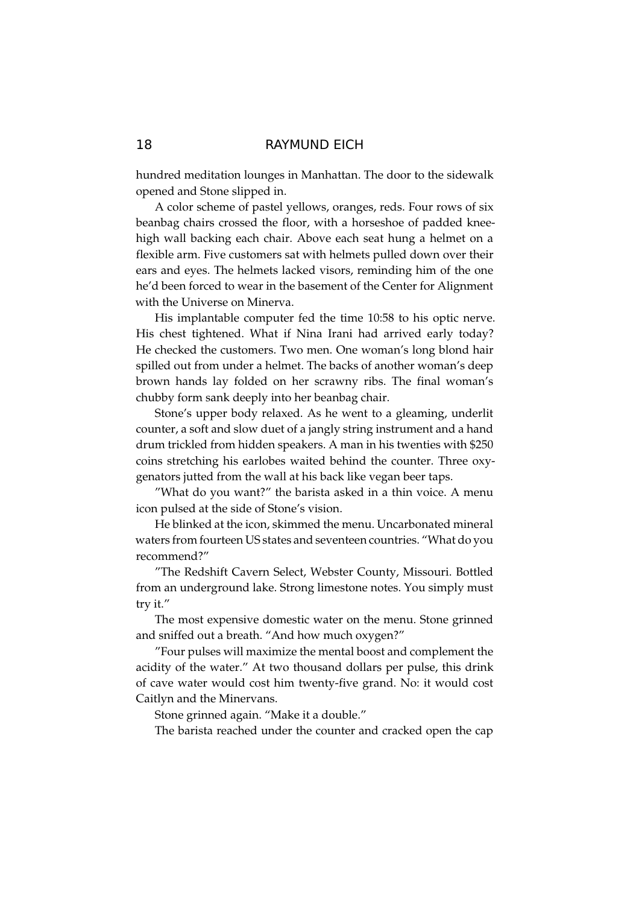hundred meditation lounges in Manhattan. The door to the sidewalk opened and Stone slipped in.

A color scheme of pastel yellows, oranges, reds. Four rows of six beanbag chairs crossed the floor, with a horseshoe of padded knee-high wall backing each chair. Above each seat hung a helmet on a flexible arm. Five customers sat with helmets pulled down over their ears and eyes. The helmets lacked visors, reminding him of the one he'd been forced to wear in the basement of the Center for Alignment with the Universe on Minerva.

His implantable computer fed the time 10:58 to his optic nerve. His chest tightened. What if Nina Irani had arrived early today? He checked the customers. Two men. One woman's long blond hair spilled out from under a helmet. The backs of another woman's deep brown hands lay folded on her scrawny ribs. The final woman's chubby form sank deeply into her beanbag chair.

Stone's upper body relaxed. As he went to a gleaming, underlit counter, a soft and slow duet of a jangly string instrument and a hand drum trickled from hidden speakers. A man in his twenties with $250 coins stretching his earlobes waited behind the counter. Three oxygenators jutted from the wall at his back like vegan beer taps.

"What do you want?" the barista asked in a thin voice. A menu icon pulsed at the side of Stone's vision.

He blinked at the icon, skimmed the menu. Uncarbonated mineral waters from fourteen US states and seventeen countries. "What do you recommend?"

"The Redshift Cavern Select, Webster County, Missouri. Bottled from an underground lake. Strong limestone notes. You simply must try it."

The most expensive domestic water on the menu. Stone grinned and sniffed out a breath. "And how much oxygen?"

"Four pulses will maximize the mental boost and complement the acidity of the water." At two thousand dollars per pulse, this drink of cave water would cost him twenty-five grand. No: it would cost Caitlyn and the Minervans.

Stone grinned again. "Make it a double."

The barista reached under the counter and cracked open the cap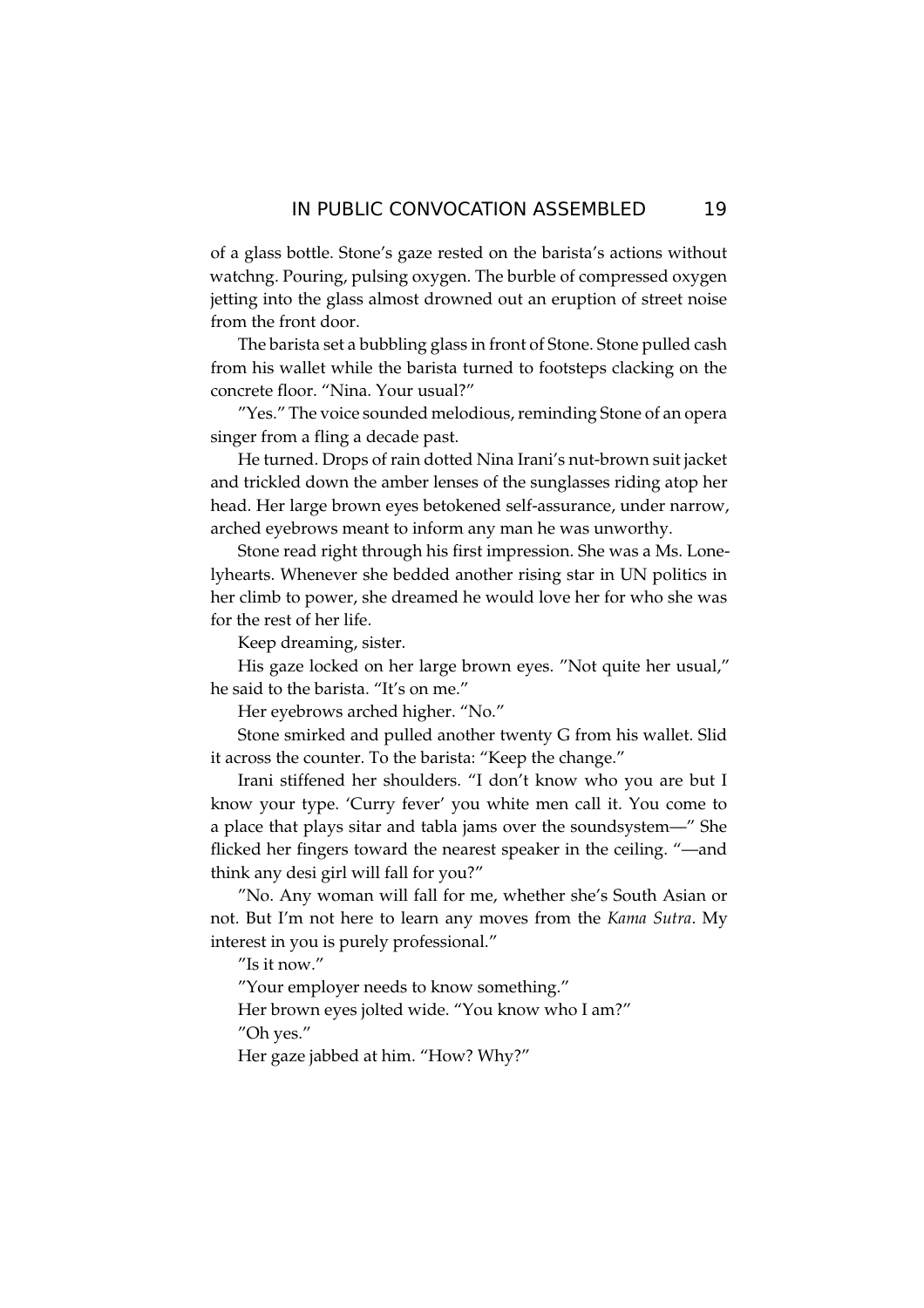of a glass bottle. Stone's gaze rested on the barista's actions without watchng. Pouring, pulsing oxygen. The burble of compressed oxygen jetting into the glass almost drowned out an eruption of street noise from the front door.

The barista set a bubbling glass in front of Stone. Stone pulled cash from his wallet while the barista turned to footsteps clacking on the concrete floor. "Nina. Your usual?"

"Yes." The voice sounded melodious, reminding Stone of an opera singer from a fling a decade past.

He turned. Drops of rain dotted Nina Irani's nut-brown suit jacket and trickled down the amber lenses of the sunglasses riding atop her head. Her large brown eyes betokened self-assurance, under narrow, arched eyebrows meant to inform any man he was unworthy.

Stone read right through his first impression. She was a Ms. Lonelyhearts. Whenever she bedded another rising star in UN politics in her climb to power, she dreamed he would love her for who she was for the rest of her life.

Keep dreaming, sister.

His gaze locked on her large brown eyes. "Not quite her usual," he said to the barista. "It's on me."

Her eyebrows arched higher. "No."

Stone smirked and pulled another twenty G from his wallet. Slid it across the counter. To the barista: "Keep the change."

Irani stiffened her shoulders. "I don't know who you are but I know your type. 'Curry fever' you white men call it. You come to a place that plays sitar and tabla jams over the soundsystem—" She flicked her fingers toward the nearest speaker in the ceiling. "—and think any desi girl will fall for you?"

"No. Any woman will fall for me, whether she's South Asian or not. But I'm not here to learn any moves from the *Kama Sutra*. My interest in you is purely professional."

"Is it now."

"Your employer needs to know something."

Her brown eyes jolted wide. "You know who I am?"

"Oh yes."

Her gaze jabbed at him. "How? Why?"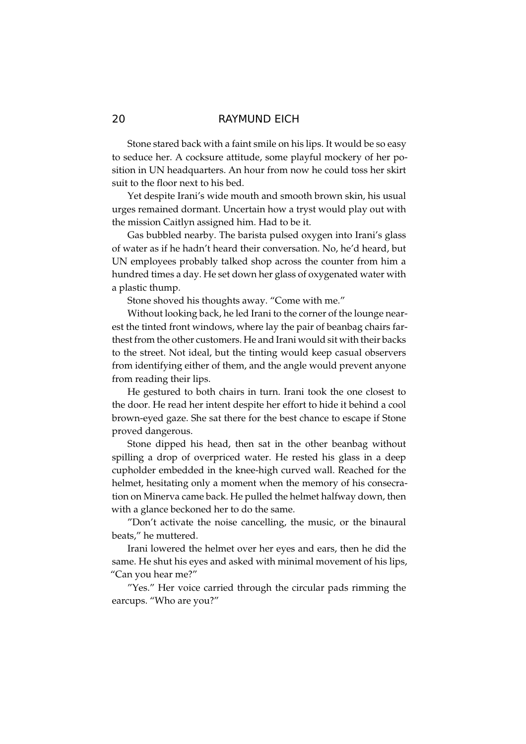Stone stared back with a faint smile on his lips. It would be so easy to seduce her. A cocksure attitude, some playful mockery of her position in UN headquarters. An hour from now he could toss her skirt suit to the floor next to his bed.

Yet despite Irani's wide mouth and smooth brown skin, his usual urges remained dormant. Uncertain how a tryst would play out with the mission Caitlyn assigned him. Had to be it.

Gas bubbled nearby. The barista pulsed oxygen into Irani's glass of water as if he hadn't heard their conversation. No, he'd heard, but UN employees probably talked shop across the counter from him a hundred times a day. He set down her glass of oxygenated water with a plastic thump.

Stone shoved his thoughts away. "Come with me."

Without looking back, he led Irani to the corner of the lounge nearest the tinted front windows, where lay the pair of beanbag chairs farthest from the other customers. He and Irani would sit with their backs to the street. Not ideal, but the tinting would keep casual observers from identifying either of them, and the angle would prevent anyone from reading their lips.

He gestured to both chairs in turn. Irani took the one closest to the door. He read her intent despite her effort to hide it behind a cool brown-eyed gaze. She sat there for the best chance to escape if Stone proved dangerous.

Stone dipped his head, then sat in the other beanbag without spilling a drop of overpriced water. He rested his glass in a deep cupholder embedded in the knee-high curved wall. Reached for the helmet, hesitating only a moment when the memory of his consecration on Minerva came back. He pulled the helmet halfway down, then with a glance beckoned her to do the same.

"Don't activate the noise cancelling, the music, or the binaural beats," he muttered.

Irani lowered the helmet over her eyes and ears, then he did the same. He shut his eyes and asked with minimal movement of his lips, "Can you hear me?"

"Yes." Her voice carried through the circular pads rimming the earcups. "Who are you?"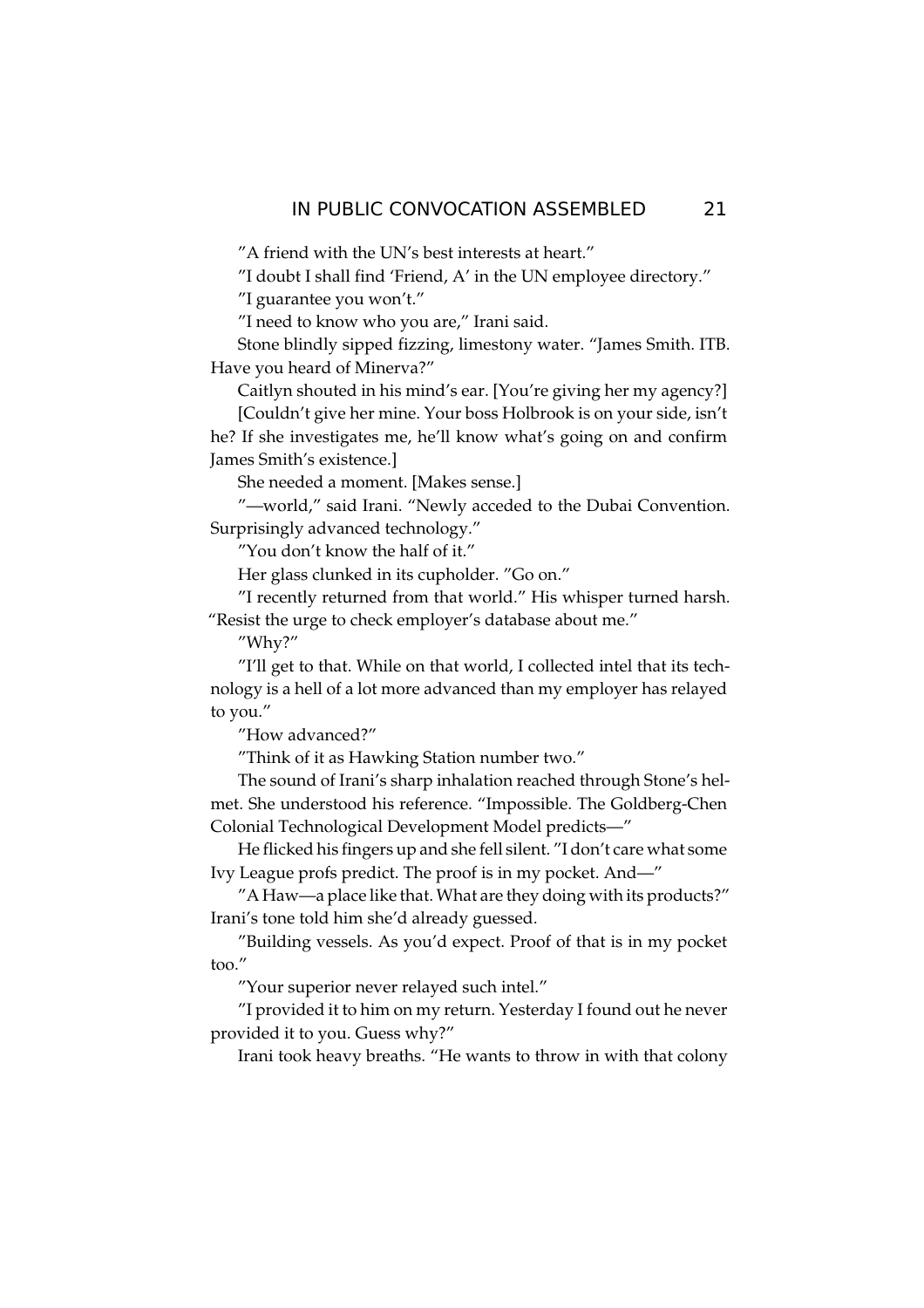"A friend with the UN's best interests at heart."

"I doubt I shall find 'Friend, A' in the UN employee directory."

"I guarantee you won't."

"I need to know who you are," Irani said.

Stone blindly sipped fizzing, limestony water. "James Smith. ITB. Have you heard of Minerva?"

Caitlyn shouted in his mind's ear. [You're giving her my agency?]

[Couldn't give her mine. Your boss Holbrook is on your side, isn't he? If she investigates me, he'll know what's going on and confirm James Smith's existence.]

She needed a moment. [Makes sense.]

"—world," said Irani. "Newly acceded to the Dubai Convention. Surprisingly advanced technology."

"You don't know the half of it."

Her glass clunked in its cupholder. "Go on."

"I recently returned from that world." His whisper turned harsh. "Resist the urge to check employer's database about me."

"Why?"

"I'll get to that. While on that world, I collected intel that its technology is a hell of a lot more advanced than my employer has relayed to you."

"How advanced?"

"Think of it as Hawking Station number two."

The sound of Irani's sharp inhalation reached through Stone's helmet. She understood his reference. "Impossible. The Goldberg-Chen Colonial Technological Development Model predicts—"

He flicked his fingers up and she fell silent. "I don't care what some Ivy League profs predict. The proof is in my pocket. And—"

"A Haw—a place like that. What are they doing with its products?" Irani's tone told him she'd already guessed.

"Building vessels. As you'd expect. Proof of that is in my pocket too."

"Your superior never relayed such intel."

"I provided it to him on my return. Yesterday I found out he never provided it to you. Guess why?"

Irani took heavy breaths. "He wants to throw in with that colony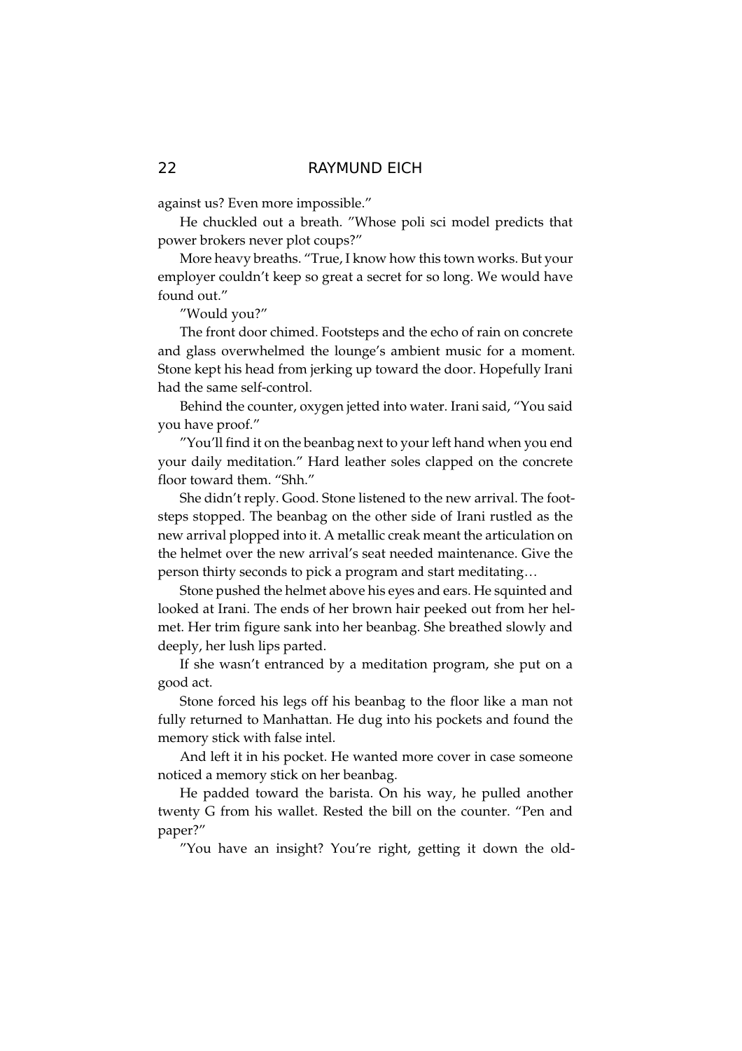against us? Even more impossible."

He chuckled out a breath. "Whose poli sci model predicts that power brokers never plot coups?"

More heavy breaths. "True, I know how this town works. But your employer couldn't keep so great a secret for so long. We would have found out."

"Would you?"

The front door chimed. Footsteps and the echo of rain on concrete and glass overwhelmed the lounge's ambient music for a moment. Stone kept his head from jerking up toward the door. Hopefully Irani had the same self-control.

Behind the counter, oxygen jetted into water. Irani said, "You said you have proof."

"You'll find it on the beanbag next to your left hand when you end your daily meditation." Hard leather soles clapped on the concrete floor toward them. "Shh."

She didn't reply. Good. Stone listened to the new arrival. The footsteps stopped. The beanbag on the other side of Irani rustled as the new arrival plopped into it. A metallic creak meant the articulation on the helmet over the new arrival's seat needed maintenance. Give the person thirty seconds to pick a program and start meditating…

Stone pushed the helmet above his eyes and ears. He squinted and looked at Irani. The ends of her brown hair peeked out from her helmet. Her trim figure sank into her beanbag. She breathed slowly and deeply, her lush lips parted.

If she wasn't entranced by a meditation program, she put on a good act.

Stone forced his legs off his beanbag to the floor like a man not fully returned to Manhattan. He dug into his pockets and found the memory stick with false intel.

And left it in his pocket. He wanted more cover in case someone noticed a memory stick on her beanbag.

He padded toward the barista. On his way, he pulled another twenty G from his wallet. Rested the bill on the counter. "Pen and paper?"

"You have an insight? You're right, getting it down the old-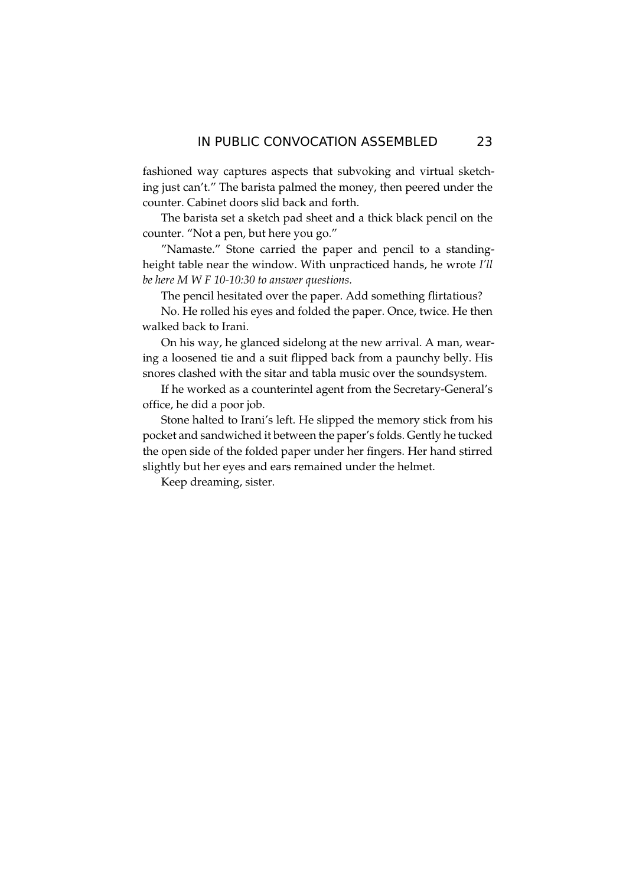fashioned way captures aspects that subvoking and virtual sketching just can't." The barista palmed the money, then peered under the counter. Cabinet doors slid back and forth.

The barista set a sketch pad sheet and a thick black pencil on the counter. "Not a pen, but here you go."

"Namaste." Stone carried the paper and pencil to a standing-height table near the window. With unpracticed hands, he wrote *I'll be here M W F 10-10:30 to answer questions.*

The pencil hesitated over the paper. Add something flirtatious?

No. He rolled his eyes and folded the paper. Once, twice. He then walked back to Irani.

On his way, he glanced sidelong at the new arrival. A man, wearing a loosened tie and a suit flipped back from a paunchy belly. His snores clashed with the sitar and tabla music over the soundsystem.

If he worked as a counterintel agent from the Secretary-General's office, he did a poor job.

Stone halted to Irani's left. He slipped the memory stick from his pocket and sandwiched it between the paper's folds. Gently he tucked the open side of the folded paper under her fingers. Her hand stirred slightly but her eyes and ears remained under the helmet.

Keep dreaming, sister.